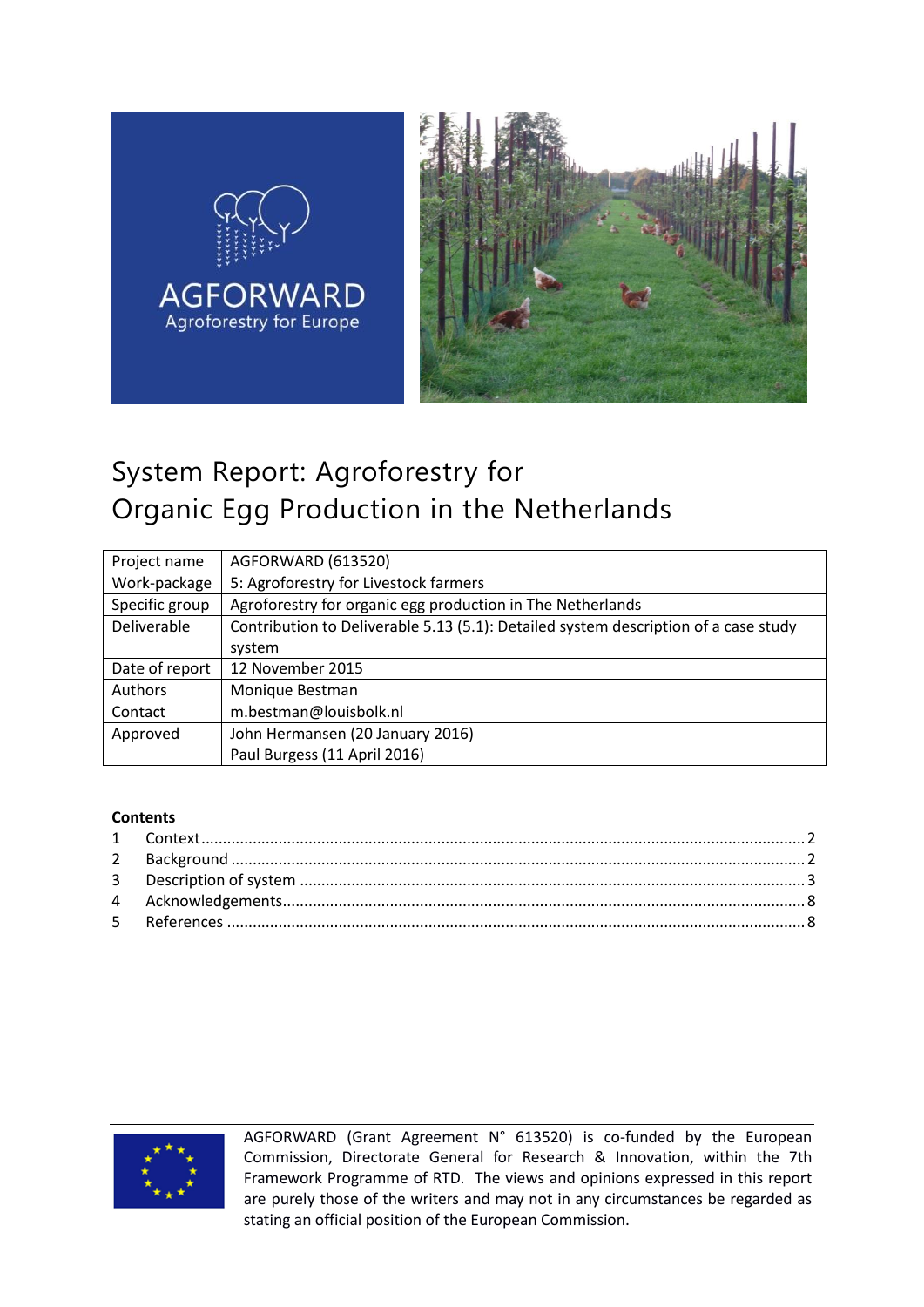AGFORWARD
Agroforestry for Europe

# System Report: Agroforestry for Organic Egg Production in the Netherlands

| | |
|---|---|
| Project name | AGFORWARD (613520) |
| Work-package | 5: Agroforestry for Livestock farmers |
| Specific group | Agroforestry for organic egg production in The Netherlands |
| Deliverable | Contribution to Deliverable 5.13 (5.1): Detailed system description of a case study system |
| Date of report | 12 November 2015 |
| Authors | Monique Bestman |
| Contact | m.bestman@louisbolk.nl |
| Approved | John Hermansen (20 January 2016)<br>Paul Burgess (11 April 2016) |

**Contents**

1 Context ........ 2
2 Background ........ 2
3 Description of system ........ 3
4 Acknowledgements ........ 8
5 References ........ 8

AGFORWARD (Grant Agreement N° 613520) is co-funded by the European Commission, Directorate General for Research & Innovation, within the 7th Framework Programme of RTD. The views and opinions expressed in this report are purely those of the writers and may not in any circumstances be regarded as stating an official position of the European Commission.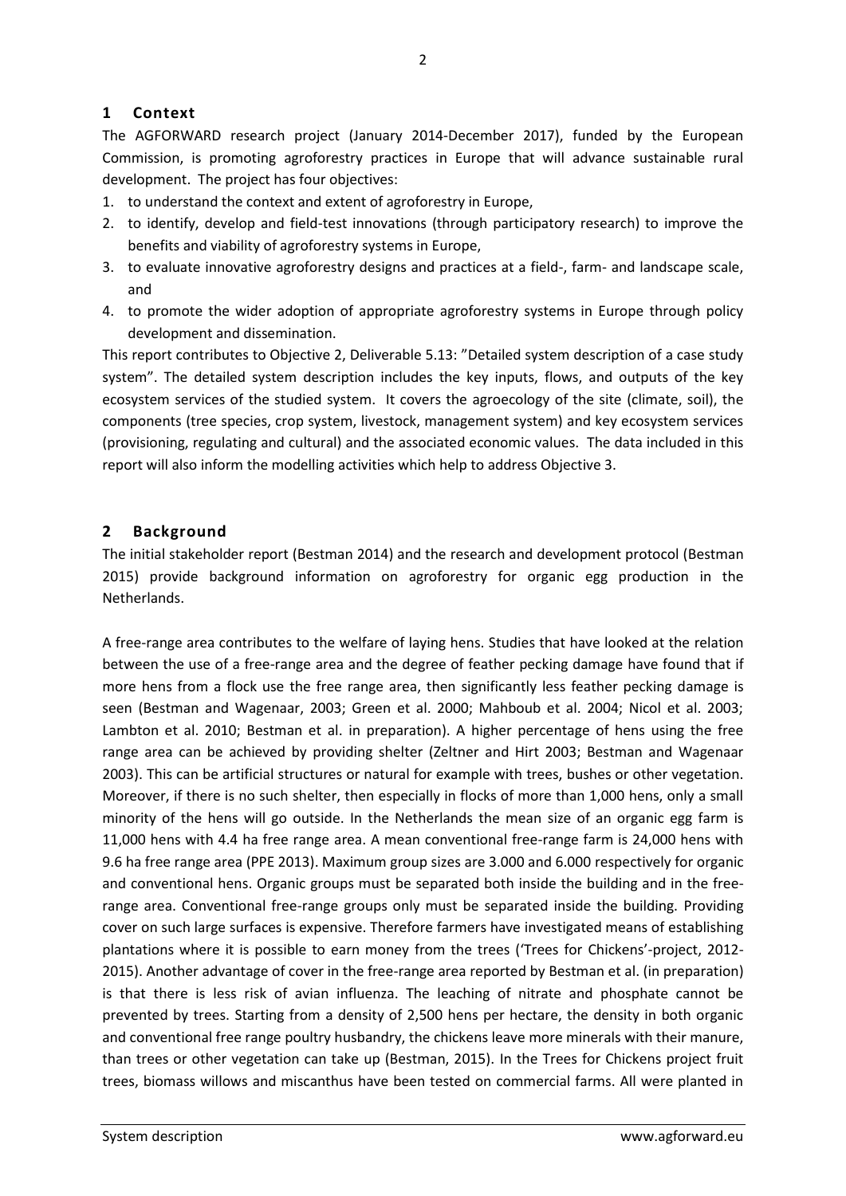## 1 Context

The AGFORWARD research project (January 2014-December 2017), funded by the European Commission, is promoting agroforestry practices in Europe that will advance sustainable rural development. The project has four objectives:

1. to understand the context and extent of agroforestry in Europe,
2. to identify, develop and field-test innovations (through participatory research) to improve the benefits and viability of agroforestry systems in Europe,
3. to evaluate innovative agroforestry designs and practices at a field-, farm- and landscape scale, and
4. to promote the wider adoption of appropriate agroforestry systems in Europe through policy development and dissemination.

This report contributes to Objective 2, Deliverable 5.13: ”Detailed system description of a case study system”. The detailed system description includes the key inputs, flows, and outputs of the key ecosystem services of the studied system. It covers the agroecology of the site (climate, soil), the components (tree species, crop system, livestock, management system) and key ecosystem services (provisioning, regulating and cultural) and the associated economic values. The data included in this report will also inform the modelling activities which help to address Objective 3.

## 2 Background

The initial stakeholder report (Bestman 2014) and the research and development protocol (Bestman 2015) provide background information on agroforestry for organic egg production in the Netherlands.

A free-range area contributes to the welfare of laying hens. Studies that have looked at the relation between the use of a free-range area and the degree of feather pecking damage have found that if more hens from a flock use the free range area, then significantly less feather pecking damage is seen (Bestman and Wagenaar, 2003; Green et al. 2000; Mahboub et al. 2004; Nicol et al. 2003; Lambton et al. 2010; Bestman et al. in preparation). A higher percentage of hens using the free range area can be achieved by providing shelter (Zeltner and Hirt 2003; Bestman and Wagenaar 2003). This can be artificial structures or natural for example with trees, bushes or other vegetation. Moreover, if there is no such shelter, then especially in flocks of more than 1,000 hens, only a small minority of the hens will go outside. In the Netherlands the mean size of an organic egg farm is 11,000 hens with 4.4 ha free range area. A mean conventional free-range farm is 24,000 hens with 9.6 ha free range area (PPE 2013). Maximum group sizes are 3.000 and 6.000 respectively for organic and conventional hens. Organic groups must be separated both inside the building and in the free-range area. Conventional free-range groups only must be separated inside the building. Providing cover on such large surfaces is expensive. Therefore farmers have investigated means of establishing plantations where it is possible to earn money from the trees (‘Trees for Chickens’-project, 2012-2015). Another advantage of cover in the free-range area reported by Bestman et al. (in preparation) is that there is less risk of avian influenza. The leaching of nitrate and phosphate cannot be prevented by trees. Starting from a density of 2,500 hens per hectare, the density in both organic and conventional free range poultry husbandry, the chickens leave more minerals with their manure, than trees or other vegetation can take up (Bestman, 2015). In the Trees for Chickens project fruit trees, biomass willows and miscanthus have been tested on commercial farms. All were planted in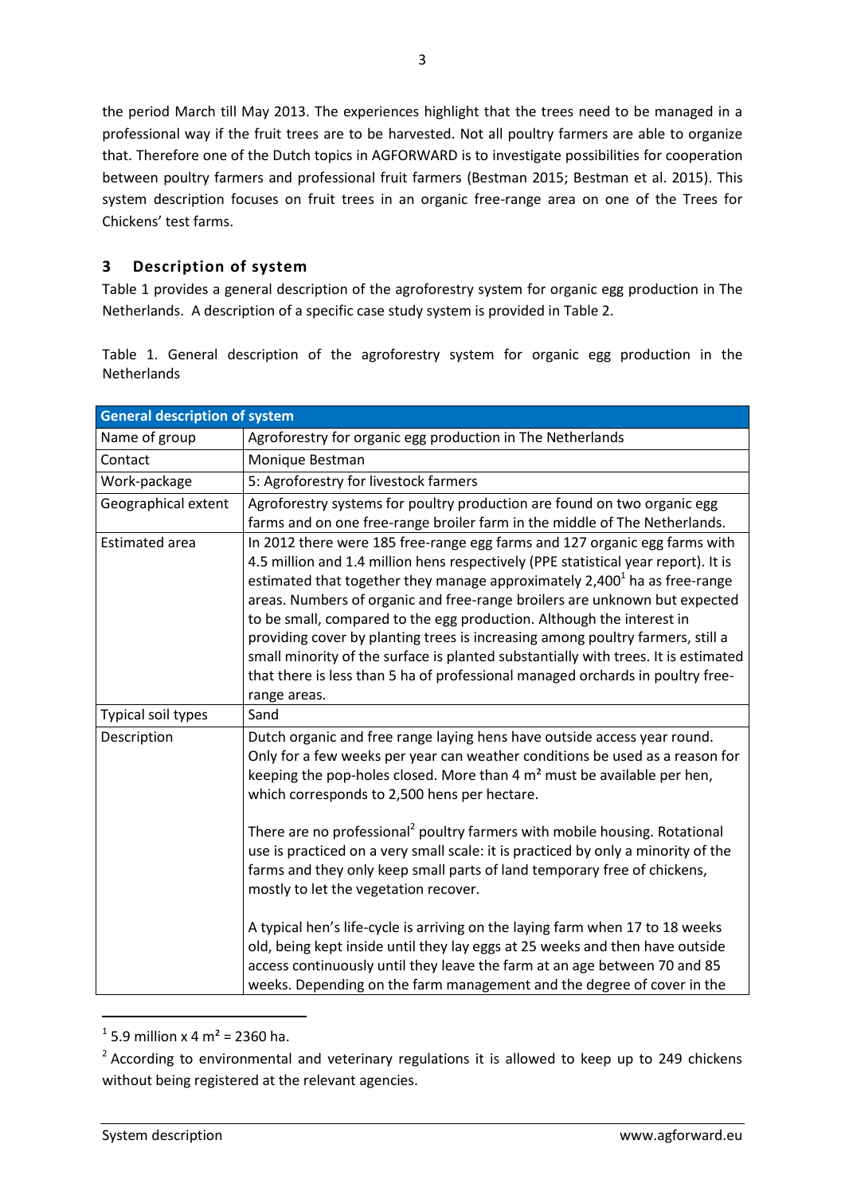the period March till May 2013. The experiences highlight that the trees need to be managed in a professional way if the fruit trees are to be harvested. Not all poultry farmers are able to organize that. Therefore one of the Dutch topics in AGFORWARD is to investigate possibilities for cooperation between poultry farmers and professional fruit farmers (Bestman 2015; Bestman et al. 2015). This system description focuses on fruit trees in an organic free-range area on one of the Trees for Chickens' test farms.

## 3 Description of system

Table 1 provides a general description of the agroforestry system for organic egg production in The Netherlands. A description of a specific case study system is provided in Table 2.

Table 1. General description of the agroforestry system for organic egg production in the Netherlands

| General description of system | |
|---|---|
| Name of group | Agroforestry for organic egg production in The Netherlands |
| Contact | Monique Bestman |
| Work-package | 5: Agroforestry for livestock farmers |
| Geographical extent | Agroforestry systems for poultry production are found on two organic egg farms and on one free-range broiler farm in the middle of The Netherlands. |
| Estimated area | In 2012 there were 185 free-range egg farms and 127 organic egg farms with 4.5 million and 1.4 million hens respectively (PPE statistical year report). It is estimated that together they manage approximately 2,400[1] ha as free-range areas. Numbers of organic and free-range broilers are unknown but expected to be small, compared to the egg production. Although the interest in providing cover by planting trees is increasing among poultry farmers, still a small minority of the surface is planted substantially with trees. It is estimated that there is less than 5 ha of professional managed orchards in poultry free-range areas. |
| Typical soil types | Sand |
| Description | Dutch organic and free range laying hens have outside access year round. Only for a few weeks per year can weather conditions be used as a reason for keeping the pop-holes closed. More than 4 m² must be available per hen, which corresponds to 2,500 hens per hectare. <br><br> There are no professional[2] poultry farmers with mobile housing. Rotational use is practiced on a very small scale: it is practiced by only a minority of the farms and they only keep small parts of land temporary free of chickens, mostly to let the vegetation recover. <br><br> A typical hen's life-cycle is arriving on the laying farm when 17 to 18 weeks old, being kept inside until they lay eggs at 25 weeks and then have outside access continuously until they leave the farm at an age between 70 and 85 weeks. Depending on the farm management and the degree of cover in the |

[1] 5.9 million x 4 m² = 2360 ha.

[2] According to environmental and veterinary regulations it is allowed to keep up to 249 chickens without being registered at the relevant agencies.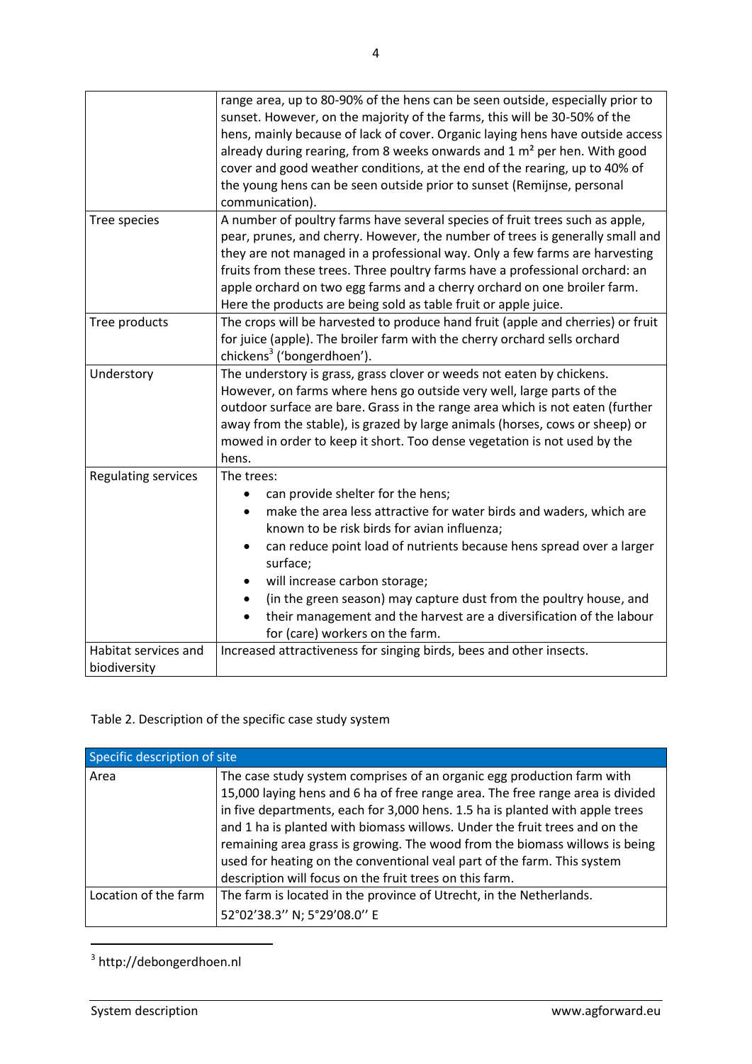| | |
|---|---|
| | range area, up to 80-90% of the hens can be seen outside, especially prior to sunset. However, on the majority of the farms, this will be 30-50% of the hens, mainly because of lack of cover. Organic laying hens have outside access already during rearing, from 8 weeks onwards and 1 m² per hen. With good cover and good weather conditions, at the end of the rearing, up to 40% of the young hens can be seen outside prior to sunset (Remijnse, personal communication). |
| Tree species | A number of poultry farms have several species of fruit trees such as apple, pear, prunes, and cherry. However, the number of trees is generally small and they are not managed in a professional way. Only a few farms are harvesting fruits from these trees. Three poultry farms have a professional orchard: an apple orchard on two egg farms and a cherry orchard on one broiler farm. Here the products are being sold as table fruit or apple juice. |
| Tree products | The crops will be harvested to produce hand fruit (apple and cherries) or fruit for juice (apple). The broiler farm with the cherry orchard sells orchard chickens[3] ('bongerdhoen'). |
| Understory | The understory is grass, grass clover or weeds not eaten by chickens. However, on farms where hens go outside very well, large parts of the outdoor surface are bare. Grass in the range area which is not eaten (further away from the stable), is grazed by large animals (horses, cows or sheep) or mowed in order to keep it short. Too dense vegetation is not used by the hens. |
| Regulating services | The trees:<br>• can provide shelter for the hens;<br>• make the area less attractive for water birds and waders, which are known to be risk birds for avian influenza;<br>• can reduce point load of nutrients because hens spread over a larger surface;<br>• will increase carbon storage;<br>• (in the green season) may capture dust from the poultry house, and<br>• their management and the harvest are a diversification of the labour for (care) workers on the farm. |
| Habitat services and biodiversity | Increased attractiveness for singing birds, bees and other insects. |

Table 2. Description of the specific case study system

| Specific description of site | |
|---|---|
| Area | The case study system comprises of an organic egg production farm with 15,000 laying hens and 6 ha of free range area. The free range area is divided in five departments, each for 3,000 hens. 1.5 ha is planted with apple trees and 1 ha is planted with biomass willows. Under the fruit trees and on the remaining area grass is growing. The wood from the biomass willows is being used for heating on the conventional veal part of the farm. This system description will focus on the fruit trees on this farm. |
| Location of the farm | The farm is located in the province of Utrecht, in the Netherlands.<br>52°02'38.3'' N; 5°29'08.0'' E |

[3] http://debongerdhoen.nl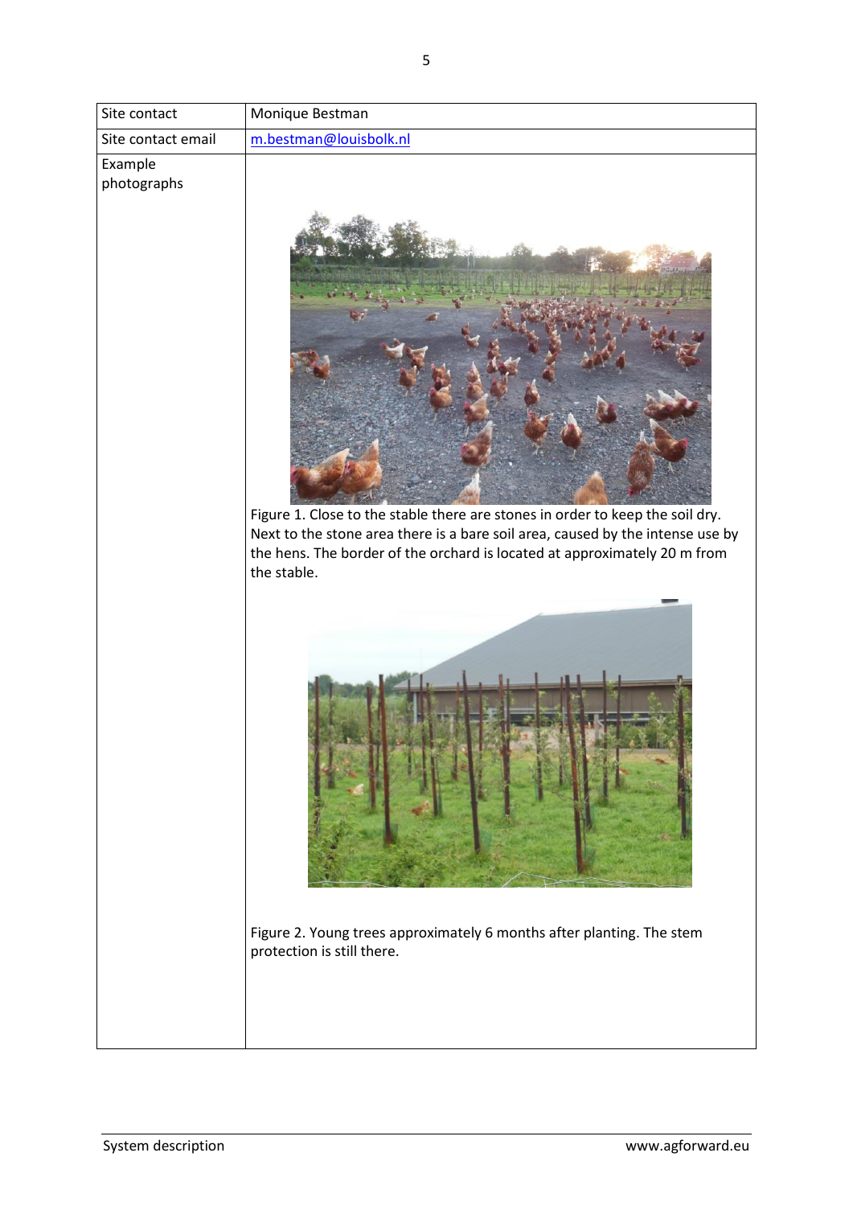| Site contact | Monique Bestman |
| --- | --- |
| Site contact email | m.bestman@louisbolk.nl |
| Example photographs | Figure 1. Close to the stable there are stones in order to keep the soil dry. Next to the stone area there is a bare soil area, caused by the intense use by the hens. The border of the orchard is located at approximately 20 m from the stable.<br><br>Figure 2. Young trees approximately 6 months after planting. The stem protection is still there. |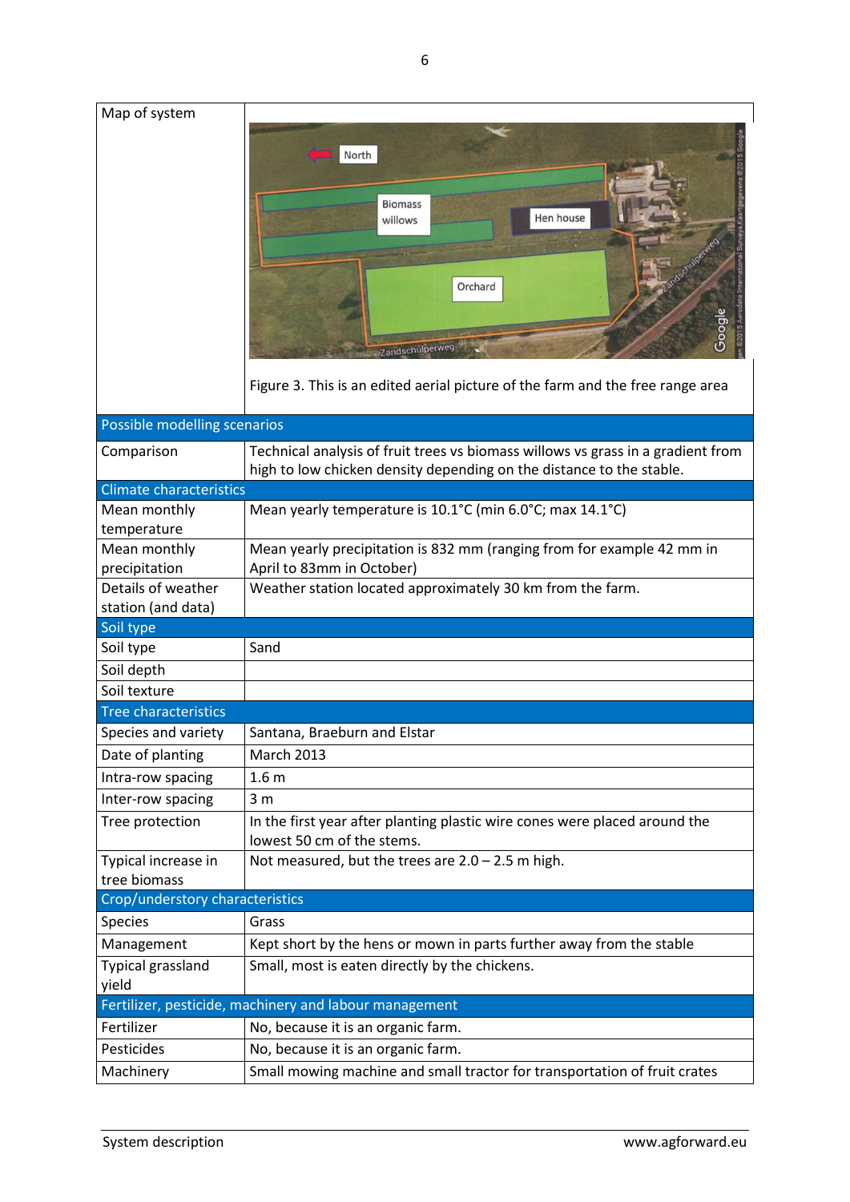| Map of system | Figure 3. This is an edited aerial picture of the farm and the free range area |
| --- | --- |
| **Possible modelling scenarios** | |
| Comparison | Technical analysis of fruit trees vs biomass willows vs grass in a gradient from high to low chicken density depending on the distance to the stable. |
| **Climate characteristics** | |
| Mean monthly temperature | Mean yearly temperature is 10.1°C (min 6.0°C; max 14.1°C) |
| Mean monthly precipitation | Mean yearly precipitation is 832 mm (ranging from for example 42 mm in April to 83mm in October) |
| Details of weather station (and data) | Weather station located approximately 30 km from the farm. |
| **Soil type** | |
| Soil type | Sand |
| Soil depth | |
| Soil texture | |
| **Tree characteristics** | |
| Species and variety | Santana, Braeburn and Elstar |
| Date of planting | March 2013 |
| Intra-row spacing | 1.6 m |
| Inter-row spacing | 3 m |
| Tree protection | In the first year after planting plastic wire cones were placed around the lowest 50 cm of the stems. |
| Typical increase in tree biomass | Not measured, but the trees are 2.0 – 2.5 m high. |
| **Crop/understory characteristics** | |
| Species | Grass |
| Management | Kept short by the hens or mown in parts further away from the stable |
| Typical grassland yield | Small, most is eaten directly by the chickens. |
| **Fertilizer, pesticide, machinery and labour management** | |
| Fertilizer | No, because it is an organic farm. |
| Pesticides | No, because it is an organic farm. |
| Machinery | Small mowing machine and small tractor for transportation of fruit crates |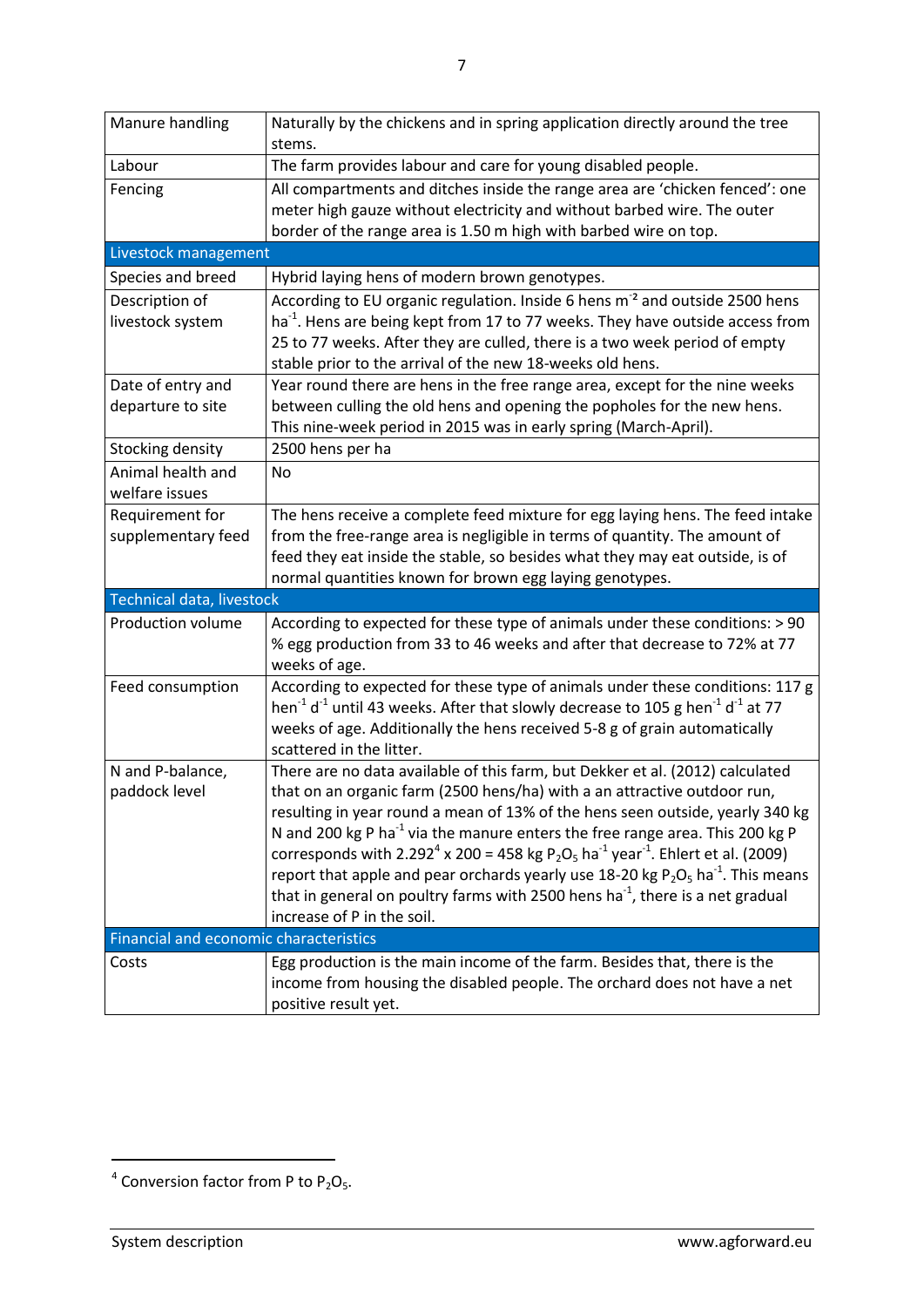| | |
|---|---|
| Manure handling | Naturally by the chickens and in spring application directly around the tree stems. |
| Labour | The farm provides labour and care for young disabled people. |
| Fencing | All compartments and ditches inside the range area are 'chicken fenced': one meter high gauze without electricity and without barbed wire. The outer border of the range area is 1.50 m high with barbed wire on top. |
| **Livestock management** | |
| Species and breed | Hybrid laying hens of modern brown genotypes. |
| Description of livestock system | According to EU organic regulation. Inside 6 hens $m^{-2}$ and outside 2500 hens $ha^{-1}$. Hens are being kept from 17 to 77 weeks. They have outside access from 25 to 77 weeks. After they are culled, there is a two week period of empty stable prior to the arrival of the new 18-weeks old hens. |
| Date of entry and departure to site | Year round there are hens in the free range area, except for the nine weeks between culling the old hens and opening the popholes for the new hens. This nine-week period in 2015 was in early spring (March-April). |
| Stocking density | 2500 hens per ha |
| Animal health and welfare issues | No |
| Requirement for supplementary feed | The hens receive a complete feed mixture for egg laying hens. The feed intake from the free-range area is negligible in terms of quantity. The amount of feed they eat inside the stable, so besides what they may eat outside, is of normal quantities known for brown egg laying genotypes. |
| **Technical data, livestock** | |
| Production volume | According to expected for these type of animals under these conditions: > 90 % egg production from 33 to 46 weeks and after that decrease to 72% at 77 weeks of age. |
| Feed consumption | According to expected for these type of animals under these conditions: 117 g $hen^{-1}$ $d^{-1}$ until 43 weeks. After that slowly decrease to 105 g $hen^{-1}$ $d^{-1}$ at 77 weeks of age. Additionally the hens received 5-8 g of grain automatically scattered in the litter. |
| N and P-balance, paddock level | There are no data available of this farm, but Dekker et al. (2012) calculated that on an organic farm (2500 hens/ha) with a an attractive outdoor run, resulting in year round a mean of 13% of the hens seen outside, yearly 340 kg N and 200 kg P $ha^{-1}$ via the manure enters the free range area. This 200 kg P corresponds with 2.292[4] x 200 = 458 kg $P_2O_5$ $ha^{-1}$ $year^{-1}$. Ehlert et al. (2009) report that apple and pear orchards yearly use 18-20 kg $P_2O_5$ $ha^{-1}$. This means that in general on poultry farms with 2500 hens $ha^{-1}$, there is a net gradual increase of P in the soil. |
| **Financial and economic characteristics** | |
| Costs | Egg production is the main income of the farm. Besides that, there is the income from housing the disabled people. The orchard does not have a net positive result yet. |

[4] Conversion factor from P to $P_2O_5$.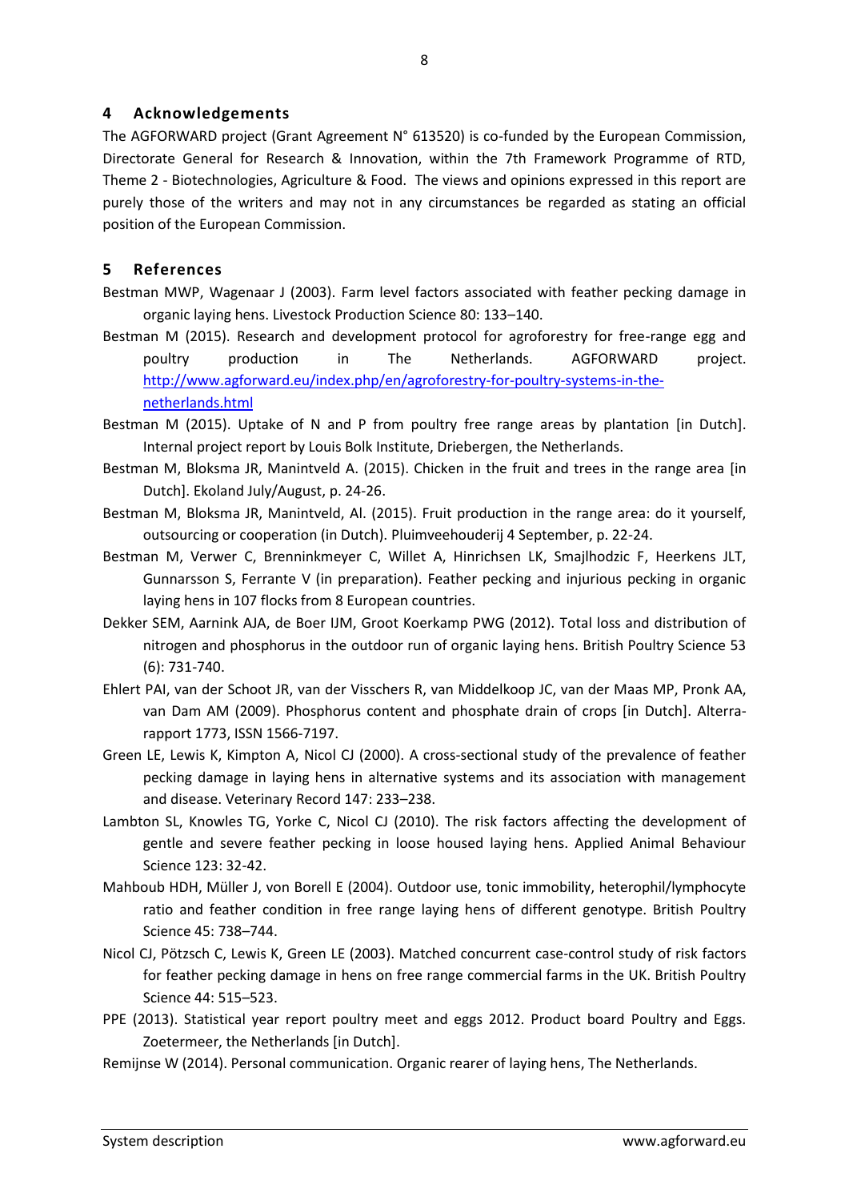## 4 Acknowledgements

The AGFORWARD project (Grant Agreement N° 613520) is co-funded by the European Commission, Directorate General for Research & Innovation, within the 7th Framework Programme of RTD, Theme 2 - Biotechnologies, Agriculture & Food. The views and opinions expressed in this report are purely those of the writers and may not in any circumstances be regarded as stating an official position of the European Commission.

## 5 References

Bestman MWP, Wagenaar J (2003). Farm level factors associated with feather pecking damage in organic laying hens. Livestock Production Science 80: 133–140.

Bestman M (2015). Research and development protocol for agroforestry for free-range egg and poultry production in The Netherlands. AGFORWARD project. http://www.agforward.eu/index.php/en/agroforestry-for-poultry-systems-in-the-netherlands.html

Bestman M (2015). Uptake of N and P from poultry free range areas by plantation [in Dutch]. Internal project report by Louis Bolk Institute, Driebergen, the Netherlands.

Bestman M, Bloksma JR, Manintveld A. (2015). Chicken in the fruit and trees in the range area [in Dutch]. Ekoland July/August, p. 24-26.

Bestman M, Bloksma JR, Manintveld, Al. (2015). Fruit production in the range area: do it yourself, outsourcing or cooperation (in Dutch). Pluimveehouderij 4 September, p. 22-24.

Bestman M, Verwer C, Brenninkmeyer C, Willet A, Hinrichsen LK, Smajlhodzic F, Heerkens JLT, Gunnarsson S, Ferrante V (in preparation). Feather pecking and injurious pecking in organic laying hens in 107 flocks from 8 European countries.

Dekker SEM, Aarnink AJA, de Boer IJM, Groot Koerkamp PWG (2012). Total loss and distribution of nitrogen and phosphorus in the outdoor run of organic laying hens. British Poultry Science 53 (6): 731-740.

Ehlert PAI, van der Schoot JR, van der Visschers R, van Middelkoop JC, van der Maas MP, Pronk AA, van Dam AM (2009). Phosphorus content and phosphate drain of crops [in Dutch]. Alterra-rapport 1773, ISSN 1566-7197.

Green LE, Lewis K, Kimpton A, Nicol CJ (2000). A cross-sectional study of the prevalence of feather pecking damage in laying hens in alternative systems and its association with management and disease. Veterinary Record 147: 233–238.

Lambton SL, Knowles TG, Yorke C, Nicol CJ (2010). The risk factors affecting the development of gentle and severe feather pecking in loose housed laying hens. Applied Animal Behaviour Science 123: 32-42.

Mahboub HDH, Müller J, von Borell E (2004). Outdoor use, tonic immobility, heterophil/lymphocyte ratio and feather condition in free range laying hens of different genotype. British Poultry Science 45: 738–744.

Nicol CJ, Pötzsch C, Lewis K, Green LE (2003). Matched concurrent case-control study of risk factors for feather pecking damage in hens on free range commercial farms in the UK. British Poultry Science 44: 515–523.

PPE (2013). Statistical year report poultry meet and eggs 2012. Product board Poultry and Eggs. Zoetermeer, the Netherlands [in Dutch].

Remijnse W (2014). Personal communication. Organic rearer of laying hens, The Netherlands.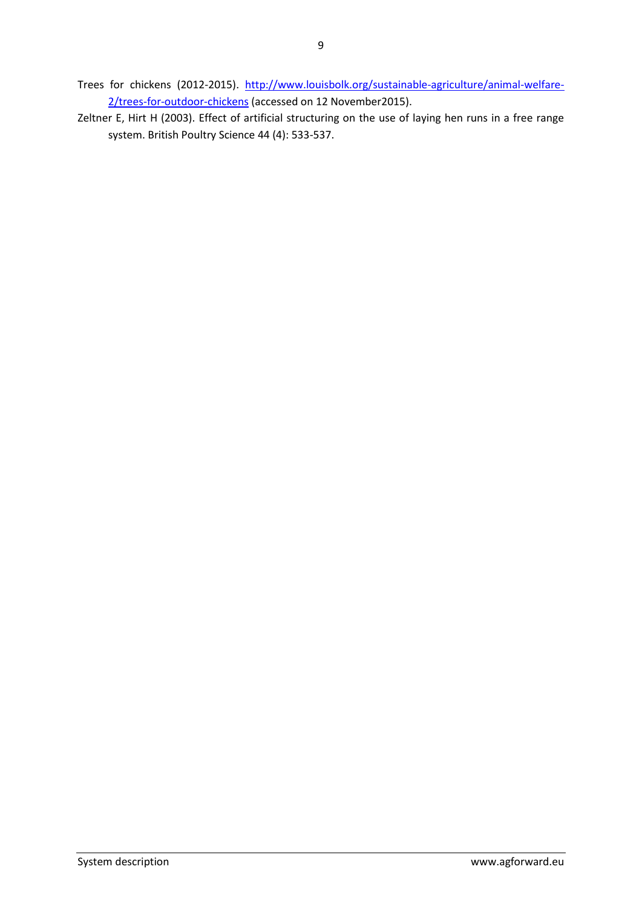Trees for chickens (2012-2015). [http://www.louisbolk.org/sustainable-agriculture/animal-welfare-2/trees-for-outdoor-chickens](http://www.louisbolk.org/sustainable-agriculture/animal-welfare-2/trees-for-outdoor-chickens) (accessed on 12 November2015).

Zeltner E, Hirt H (2003). Effect of artificial structuring on the use of laying hen runs in a free range system. British Poultry Science 44 (4): 533-537.